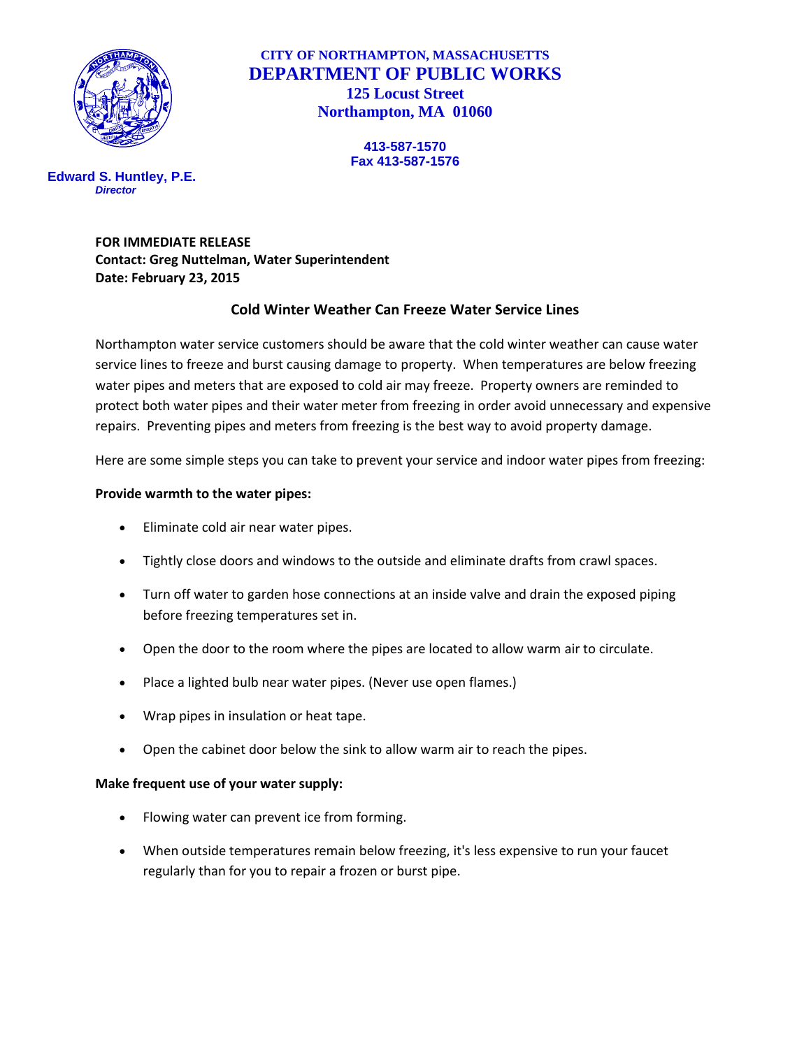**CITY OF NORTHAMPTON, MASSACHUSETTS**

# DEPARTMENT OF PUBLIC WORKS

**125 Locust Street**
**Northampton, MA 01060**

**413-587-1570**
**Fax 413-587-1576**

**Edward S. Huntley, P.E.**
***Director***

**FOR IMMEDIATE RELEASE**
**Contact: Greg Nuttelman, Water Superintendent**
**Date: February 23, 2015**

## Cold Winter Weather Can Freeze Water Service Lines

Northampton water service customers should be aware that the cold winter weather can cause water service lines to freeze and burst causing damage to property. When temperatures are below freezing water pipes and meters that are exposed to cold air may freeze. Property owners are reminded to protect both water pipes and their water meter from freezing in order avoid unnecessary and expensive repairs. Preventing pipes and meters from freezing is the best way to avoid property damage.

Here are some simple steps you can take to prevent your service and indoor water pipes from freezing:

**Provide warmth to the water pipes:**

- Eliminate cold air near water pipes.
- Tightly close doors and windows to the outside and eliminate drafts from crawl spaces.
- Turn off water to garden hose connections at an inside valve and drain the exposed piping before freezing temperatures set in.
- Open the door to the room where the pipes are located to allow warm air to circulate.
- Place a lighted bulb near water pipes. (Never use open flames.)
- Wrap pipes in insulation or heat tape.
- Open the cabinet door below the sink to allow warm air to reach the pipes.

**Make frequent use of your water supply:**

- Flowing water can prevent ice from forming.
- When outside temperatures remain below freezing, it's less expensive to run your faucet regularly than for you to repair a frozen or burst pipe.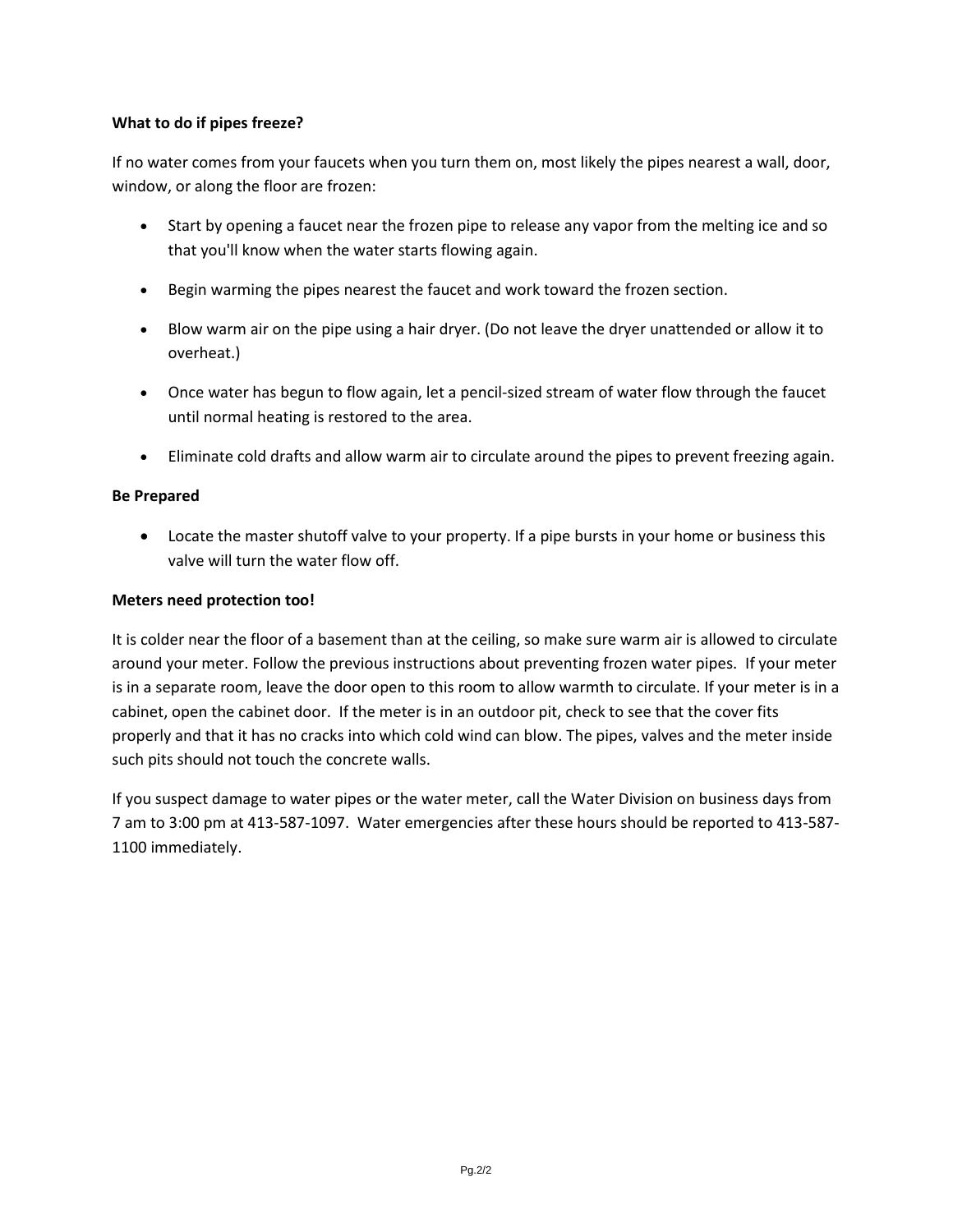**What to do if pipes freeze?**

If no water comes from your faucets when you turn them on, most likely the pipes nearest a wall, door, window, or along the floor are frozen:

- Start by opening a faucet near the frozen pipe to release any vapor from the melting ice and so that you'll know when the water starts flowing again.
- Begin warming the pipes nearest the faucet and work toward the frozen section.
- Blow warm air on the pipe using a hair dryer. (Do not leave the dryer unattended or allow it to overheat.)
- Once water has begun to flow again, let a pencil-sized stream of water flow through the faucet until normal heating is restored to the area.
- Eliminate cold drafts and allow warm air to circulate around the pipes to prevent freezing again.

**Be Prepared**

- Locate the master shutoff valve to your property. If a pipe bursts in your home or business this valve will turn the water flow off.

**Meters need protection too!**

It is colder near the floor of a basement than at the ceiling, so make sure warm air is allowed to circulate around your meter. Follow the previous instructions about preventing frozen water pipes. If your meter is in a separate room, leave the door open to this room to allow warmth to circulate. If your meter is in a cabinet, open the cabinet door. If the meter is in an outdoor pit, check to see that the cover fits properly and that it has no cracks into which cold wind can blow. The pipes, valves and the meter inside such pits should not touch the concrete walls.

If you suspect damage to water pipes or the water meter, call the Water Division on business days from 7 am to 3:00 pm at 413-587-1097. Water emergencies after these hours should be reported to 413-587-1100 immediately.